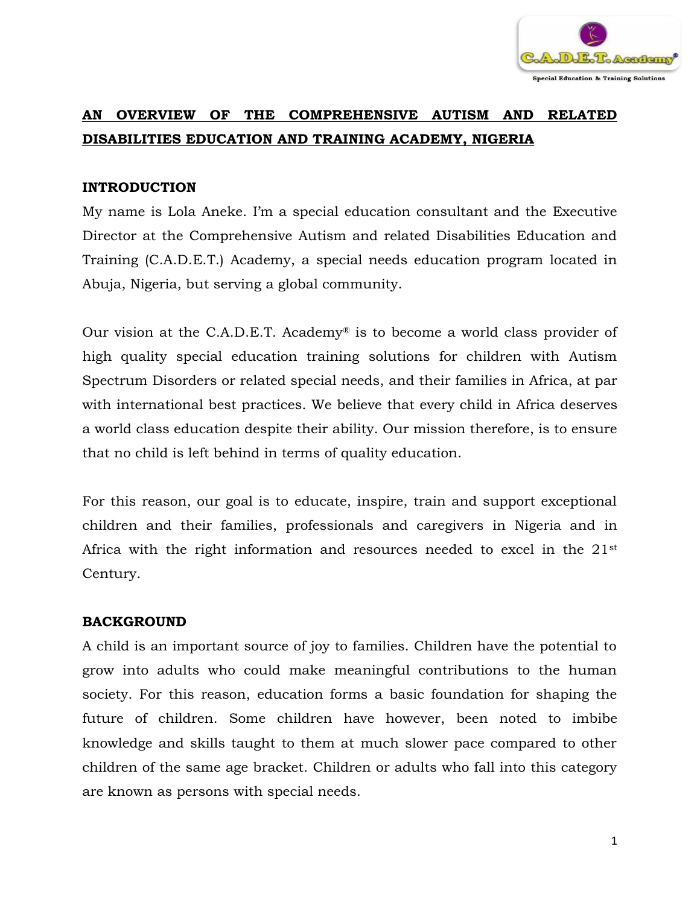# AN OVERVIEW OF THE COMPREHENSIVE AUTISM AND RELATED DISABILITIES EDUCATION AND TRAINING ACADEMY, NIGERIA

## INTRODUCTION

My name is Lola Aneke. I'm a special education consultant and the Executive Director at the Comprehensive Autism and related Disabilities Education and Training (C.A.D.E.T.) Academy, a special needs education program located in Abuja, Nigeria, but serving a global community.

Our vision at the C.A.D.E.T. Academy® is to become a world class provider of high quality special education training solutions for children with Autism Spectrum Disorders or related special needs, and their families in Africa, at par with international best practices. We believe that every child in Africa deserves a world class education despite their ability. Our mission therefore, is to ensure that no child is left behind in terms of quality education.

For this reason, our goal is to educate, inspire, train and support exceptional children and their families, professionals and caregivers in Nigeria and in Africa with the right information and resources needed to excel in the 21st Century.

## BACKGROUND

A child is an important source of joy to families. Children have the potential to grow into adults who could make meaningful contributions to the human society. For this reason, education forms a basic foundation for shaping the future of children. Some children have however, been noted to imbibe knowledge and skills taught to them at much slower pace compared to other children of the same age bracket. Children or adults who fall into this category are known as persons with special needs.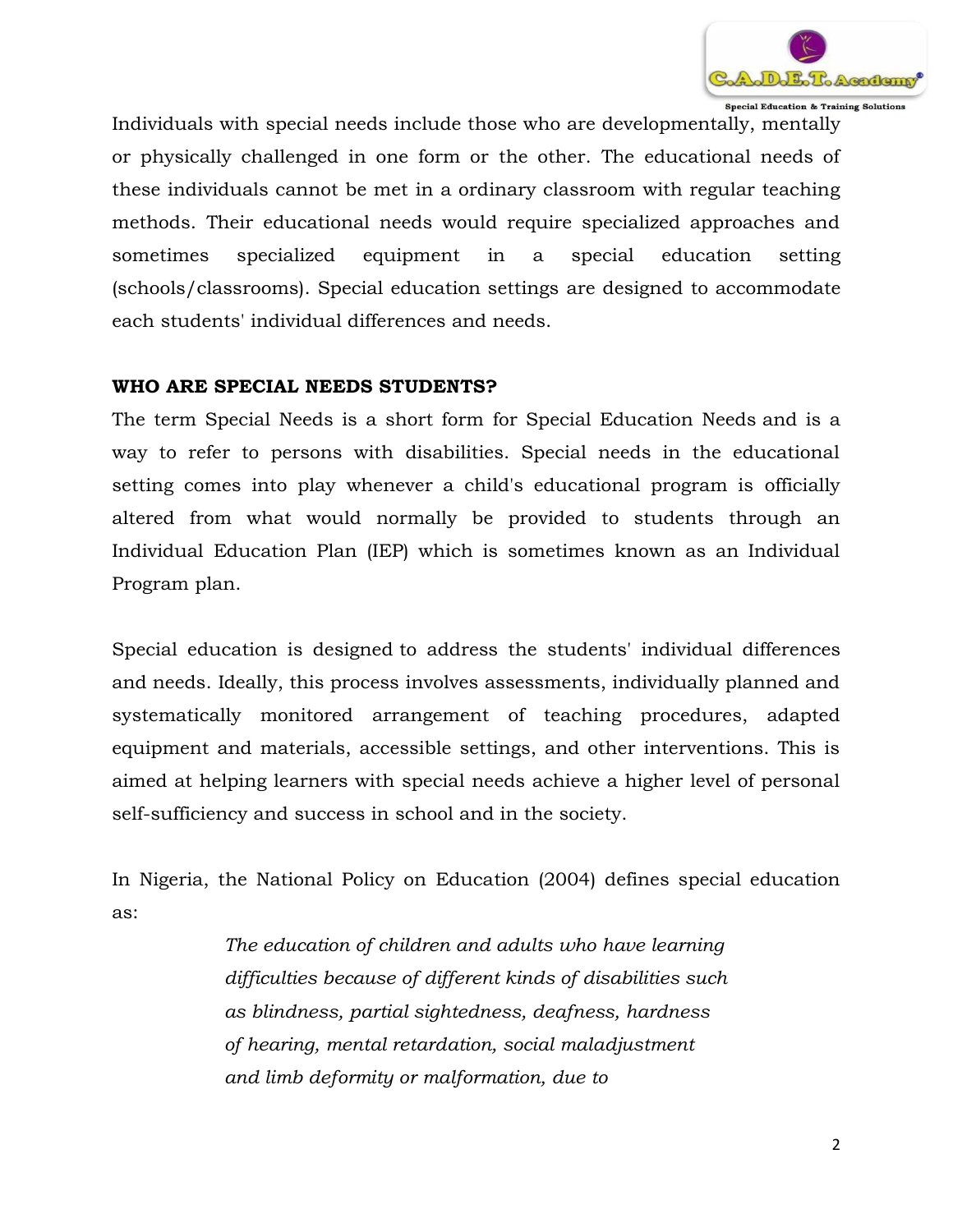Individuals with special needs include those who are developmentally, mentally or physically challenged in one form or the other. The educational needs of these individuals cannot be met in a ordinary classroom with regular teaching methods. Their educational needs would require specialized approaches and sometimes specialized equipment in a special education setting (schools/classrooms). Special education settings are designed to accommodate each students' individual differences and needs.

**WHO ARE SPECIAL NEEDS STUDENTS?**

The term Special Needs is a short form for Special Education Needs and is a way to refer to persons with disabilities. Special needs in the educational setting comes into play whenever a child's educational program is officially altered from what would normally be provided to students through an Individual Education Plan (IEP) which is sometimes known as an Individual Program plan.

Special education is designed to address the students' individual differences and needs. Ideally, this process involves assessments, individually planned and systematically monitored arrangement of teaching procedures, adapted equipment and materials, accessible settings, and other interventions. This is aimed at helping learners with special needs achieve a higher level of personal self-sufficiency and success in school and in the society.

In Nigeria, the National Policy on Education (2004) defines special education as:

> *The education of children and adults who have learning difficulties because of different kinds of disabilities such as blindness, partial sightedness, deafness, hardness of hearing, mental retardation, social maladjustment and limb deformity or malformation, due to*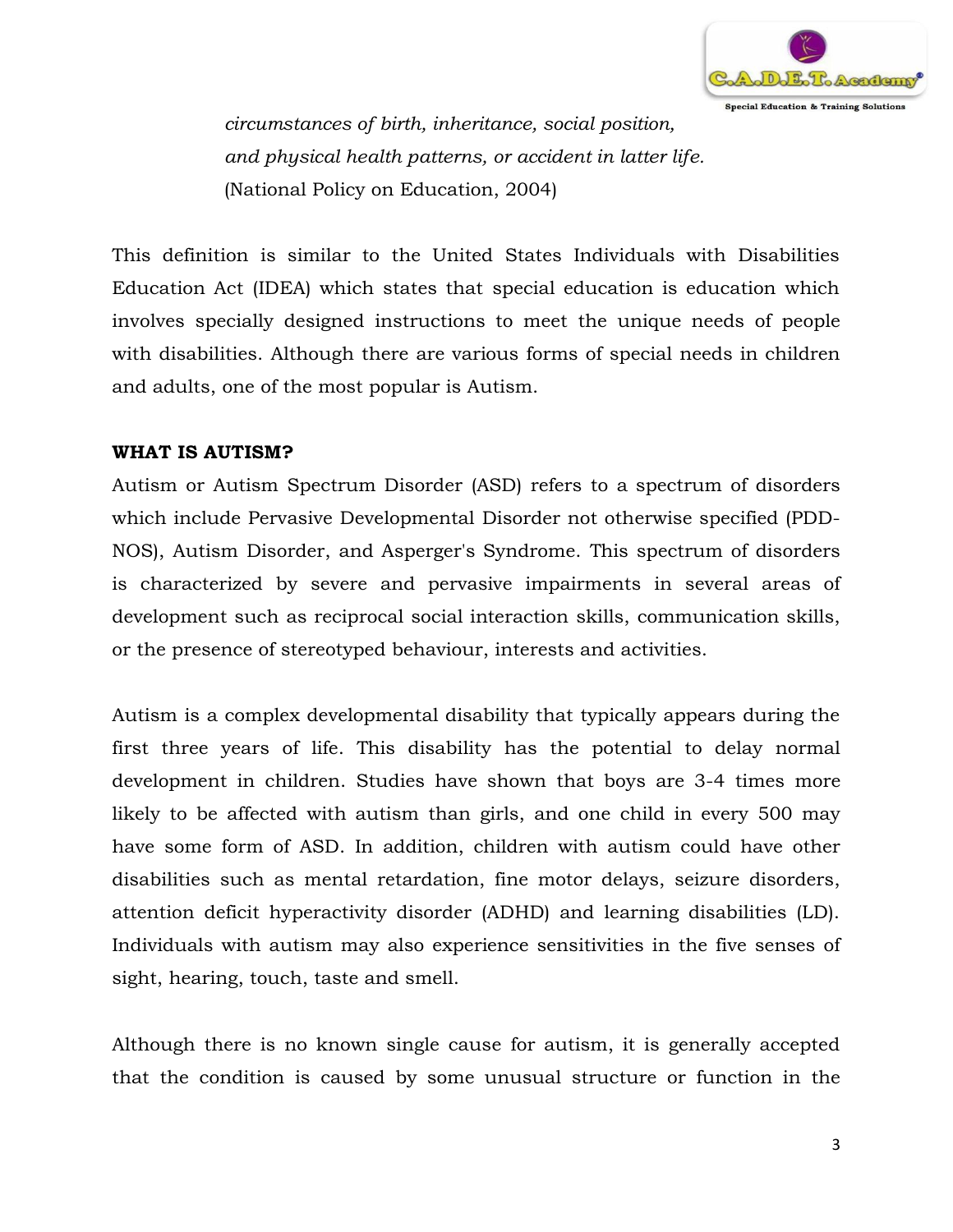*circumstances of birth, inheritance, social position, and physical health patterns, or accident in latter life.*
(National Policy on Education, 2004)

This definition is similar to the United States Individuals with Disabilities Education Act (IDEA) which states that special education is education which involves specially designed instructions to meet the unique needs of people with disabilities. Although there are various forms of special needs in children and adults, one of the most popular is Autism.

**WHAT IS AUTISM?**

Autism or Autism Spectrum Disorder (ASD) refers to a spectrum of disorders which include Pervasive Developmental Disorder not otherwise specified (PDD-NOS), Autism Disorder, and Asperger's Syndrome. This spectrum of disorders is characterized by severe and pervasive impairments in several areas of development such as reciprocal social interaction skills, communication skills, or the presence of stereotyped behaviour, interests and activities.

Autism is a complex developmental disability that typically appears during the first three years of life. This disability has the potential to delay normal development in children. Studies have shown that boys are 3-4 times more likely to be affected with autism than girls, and one child in every 500 may have some form of ASD. In addition, children with autism could have other disabilities such as mental retardation, fine motor delays, seizure disorders, attention deficit hyperactivity disorder (ADHD) and learning disabilities (LD). Individuals with autism may also experience sensitivities in the five senses of sight, hearing, touch, taste and smell.

Although there is no known single cause for autism, it is generally accepted that the condition is caused by some unusual structure or function in the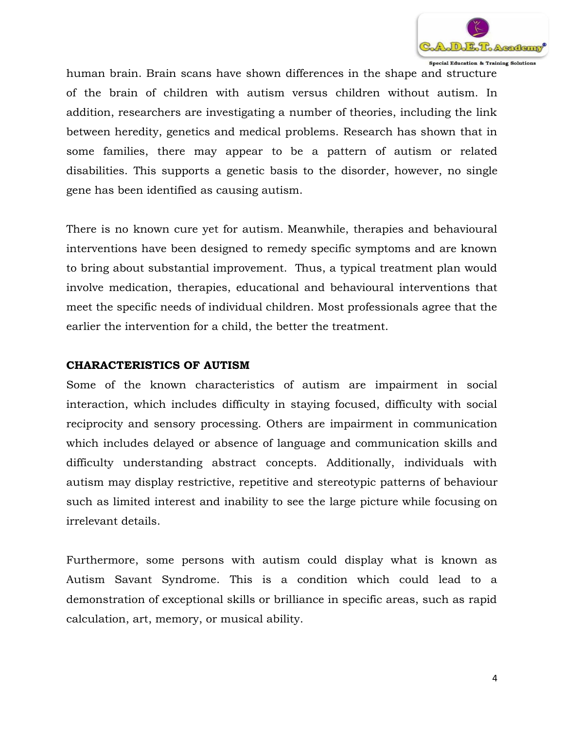human brain. Brain scans have shown differences in the shape and structure of the brain of children with autism versus children without autism. In addition, researchers are investigating a number of theories, including the link between heredity, genetics and medical problems. Research has shown that in some families, there may appear to be a pattern of autism or related disabilities. This supports a genetic basis to the disorder, however, no single gene has been identified as causing autism.

There is no known cure yet for autism. Meanwhile, therapies and behavioural interventions have been designed to remedy specific symptoms and are known to bring about substantial improvement. Thus, a typical treatment plan would involve medication, therapies, educational and behavioural interventions that meet the specific needs of individual children. Most professionals agree that the earlier the intervention for a child, the better the treatment.

**CHARACTERISTICS OF AUTISM**

Some of the known characteristics of autism are impairment in social interaction, which includes difficulty in staying focused, difficulty with social reciprocity and sensory processing. Others are impairment in communication which includes delayed or absence of language and communication skills and difficulty understanding abstract concepts. Additionally, individuals with autism may display restrictive, repetitive and stereotypic patterns of behaviour such as limited interest and inability to see the large picture while focusing on irrelevant details.

Furthermore, some persons with autism could display what is known as Autism Savant Syndrome. This is a condition which could lead to a demonstration of exceptional skills or brilliance in specific areas, such as rapid calculation, art, memory, or musical ability.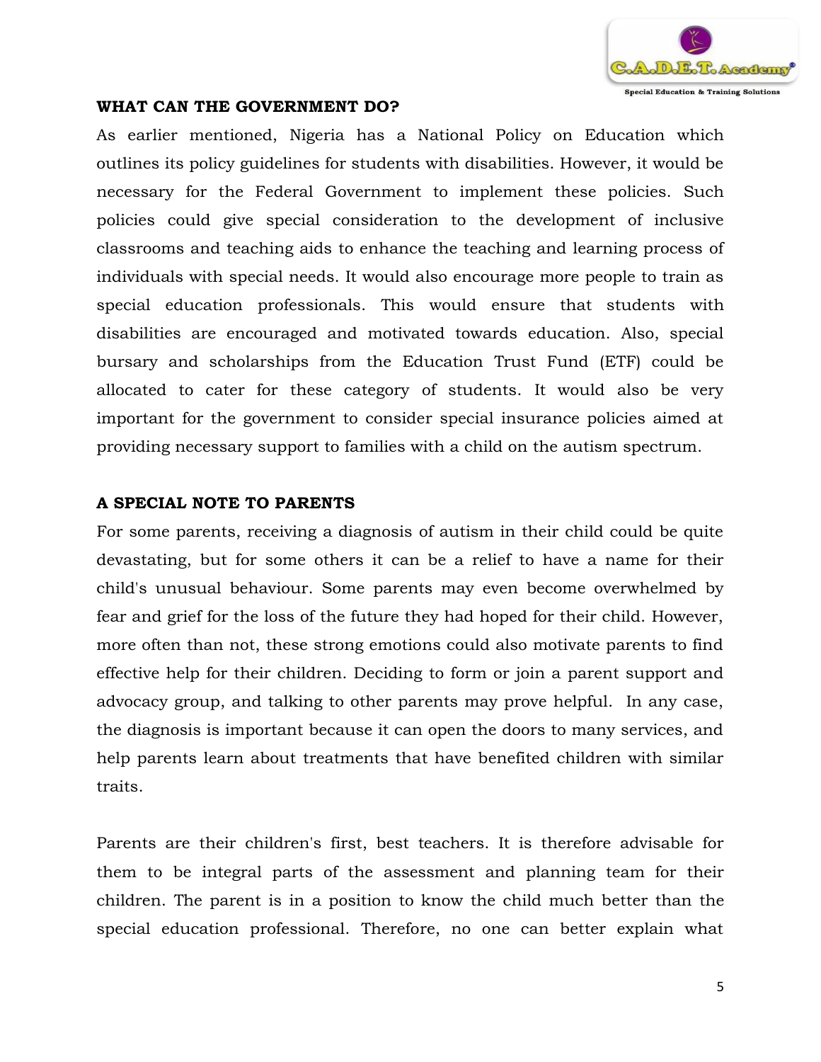**WHAT CAN THE GOVERNMENT DO?**

As earlier mentioned, Nigeria has a National Policy on Education which outlines its policy guidelines for students with disabilities. However, it would be necessary for the Federal Government to implement these policies. Such policies could give special consideration to the development of inclusive classrooms and teaching aids to enhance the teaching and learning process of individuals with special needs. It would also encourage more people to train as special education professionals. This would ensure that students with disabilities are encouraged and motivated towards education. Also, special bursary and scholarships from the Education Trust Fund (ETF) could be allocated to cater for these category of students. It would also be very important for the government to consider special insurance policies aimed at providing necessary support to families with a child on the autism spectrum.

**A SPECIAL NOTE TO PARENTS**

For some parents, receiving a diagnosis of autism in their child could be quite devastating, but for some others it can be a relief to have a name for their child's unusual behaviour. Some parents may even become overwhelmed by fear and grief for the loss of the future they had hoped for their child. However, more often than not, these strong emotions could also motivate parents to find effective help for their children. Deciding to form or join a parent support and advocacy group, and talking to other parents may prove helpful. In any case, the diagnosis is important because it can open the doors to many services, and help parents learn about treatments that have benefited children with similar traits.

Parents are their children's first, best teachers. It is therefore advisable for them to be integral parts of the assessment and planning team for their children. The parent is in a position to know the child much better than the special education professional. Therefore, no one can better explain what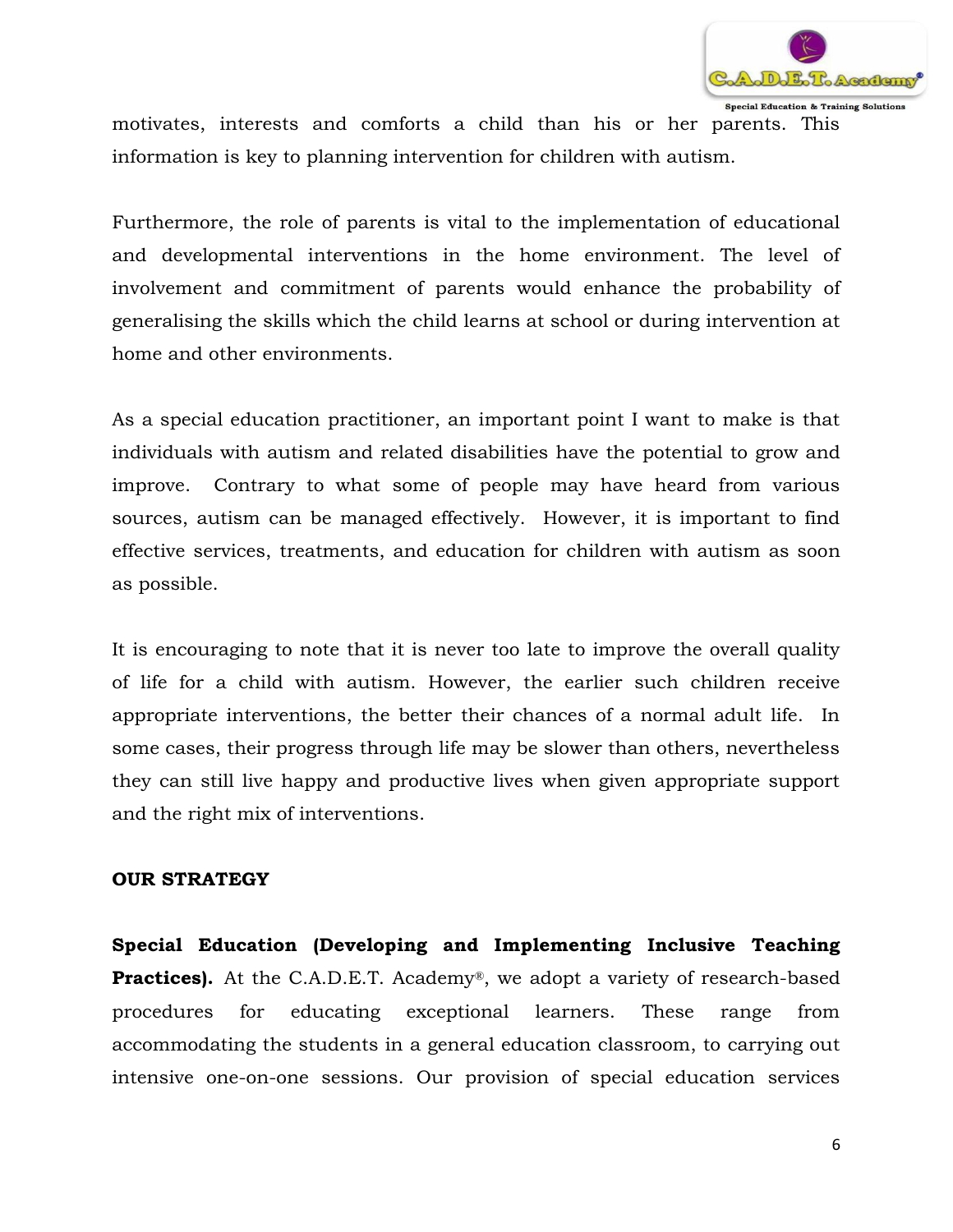motivates, interests and comforts a child than his or her parents. This information is key to planning intervention for children with autism.

Furthermore, the role of parents is vital to the implementation of educational and developmental interventions in the home environment. The level of involvement and commitment of parents would enhance the probability of generalising the skills which the child learns at school or during intervention at home and other environments.

As a special education practitioner, an important point I want to make is that individuals with autism and related disabilities have the potential to grow and improve. Contrary to what some of people may have heard from various sources, autism can be managed effectively. However, it is important to find effective services, treatments, and education for children with autism as soon as possible.

It is encouraging to note that it is never too late to improve the overall quality of life for a child with autism. However, the earlier such children receive appropriate interventions, the better their chances of a normal adult life. In some cases, their progress through life may be slower than others, nevertheless they can still live happy and productive lives when given appropriate support and the right mix of interventions.

**OUR STRATEGY**

**Special Education (Developing and Implementing Inclusive Teaching Practices).** At the C.A.D.E.T. Academy®, we adopt a variety of research-based procedures for educating exceptional learners. These range from accommodating the students in a general education classroom, to carrying out intensive one-on-one sessions. Our provision of special education services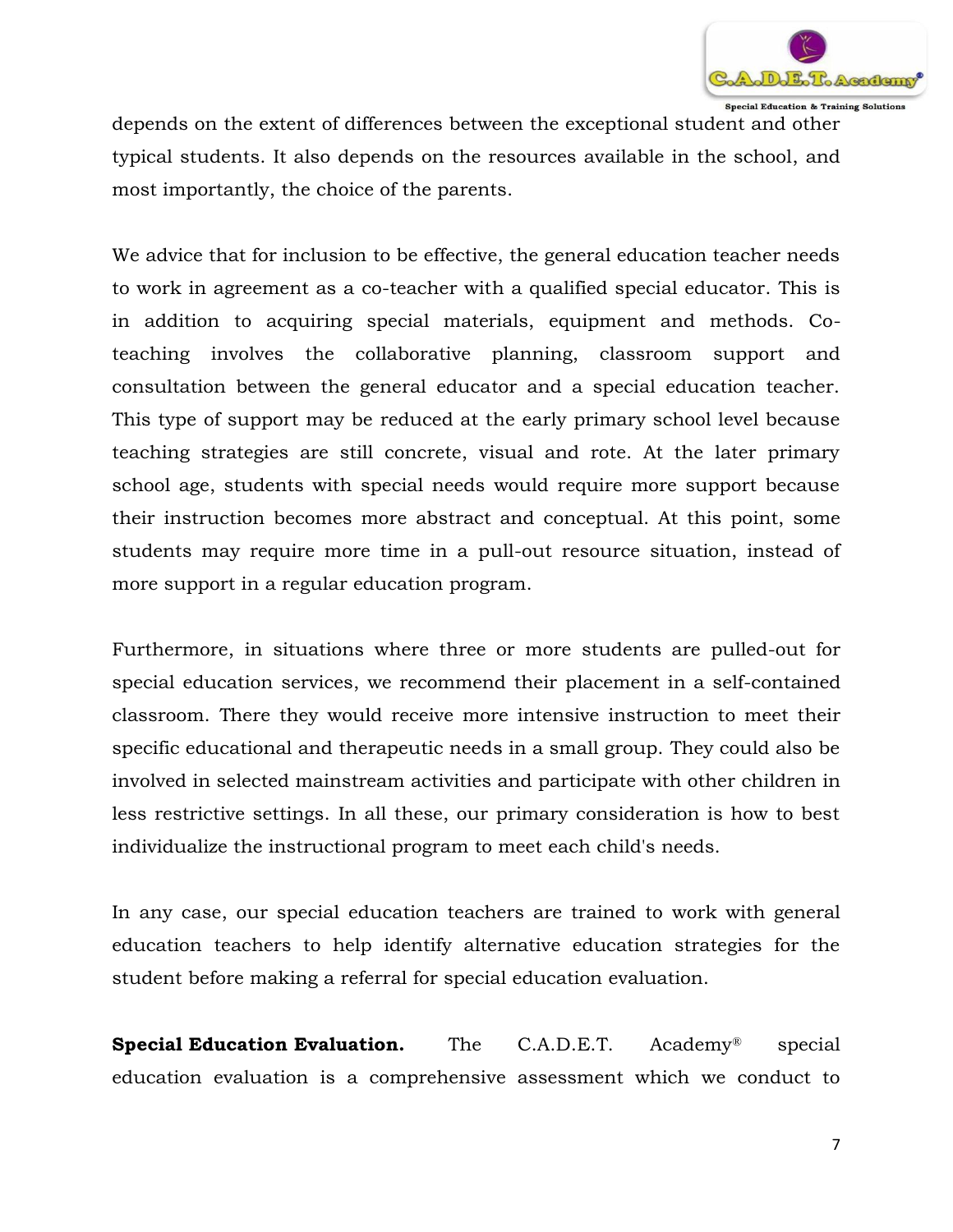depends on the extent of differences between the exceptional student and other typical students. It also depends on the resources available in the school, and most importantly, the choice of the parents.

We advice that for inclusion to be effective, the general education teacher needs to work in agreement as a co-teacher with a qualified special educator. This is in addition to acquiring special materials, equipment and methods. Co-teaching involves the collaborative planning, classroom support and consultation between the general educator and a special education teacher. This type of support may be reduced at the early primary school level because teaching strategies are still concrete, visual and rote. At the later primary school age, students with special needs would require more support because their instruction becomes more abstract and conceptual. At this point, some students may require more time in a pull-out resource situation, instead of more support in a regular education program.

Furthermore, in situations where three or more students are pulled-out for special education services, we recommend their placement in a self-contained classroom. There they would receive more intensive instruction to meet their specific educational and therapeutic needs in a small group. They could also be involved in selected mainstream activities and participate with other children in less restrictive settings. In all these, our primary consideration is how to best individualize the instructional program to meet each child's needs.

In any case, our special education teachers are trained to work with general education teachers to help identify alternative education strategies for the student before making a referral for special education evaluation.

**Special Education Evaluation.** The C.A.D.E.T. Academy® special education evaluation is a comprehensive assessment which we conduct to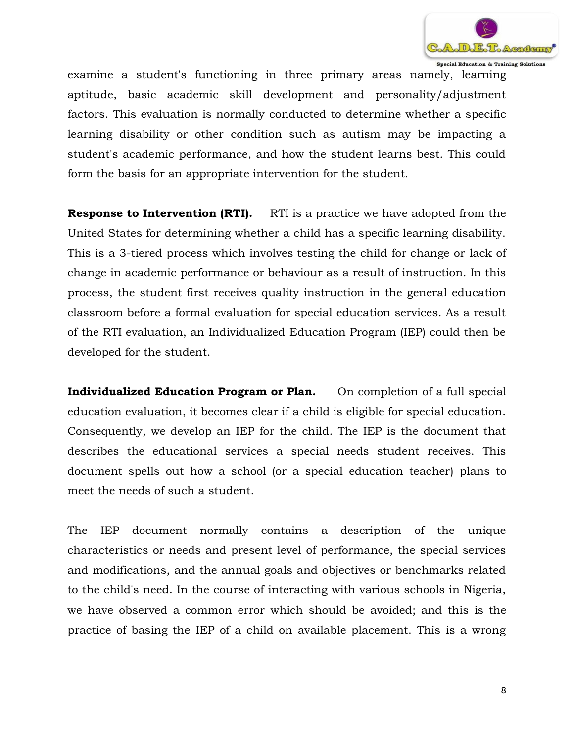examine a student's functioning in three primary areas namely, learning aptitude, basic academic skill development and personality/adjustment factors. This evaluation is normally conducted to determine whether a specific learning disability or other condition such as autism may be impacting a student's academic performance, and how the student learns best. This could form the basis for an appropriate intervention for the student.

**Response to Intervention (RTI).** RTI is a practice we have adopted from the United States for determining whether a child has a specific learning disability. This is a 3-tiered process which involves testing the child for change or lack of change in academic performance or behaviour as a result of instruction. In this process, the student first receives quality instruction in the general education classroom before a formal evaluation for special education services. As a result of the RTI evaluation, an Individualized Education Program (IEP) could then be developed for the student.

**Individualized Education Program or Plan.** On completion of a full special education evaluation, it becomes clear if a child is eligible for special education. Consequently, we develop an IEP for the child. The IEP is the document that describes the educational services a special needs student receives. This document spells out how a school (or a special education teacher) plans to meet the needs of such a student.

The IEP document normally contains a description of the unique characteristics or needs and present level of performance, the special services and modifications, and the annual goals and objectives or benchmarks related to the child's need. In the course of interacting with various schools in Nigeria, we have observed a common error which should be avoided; and this is the practice of basing the IEP of a child on available placement. This is a wrong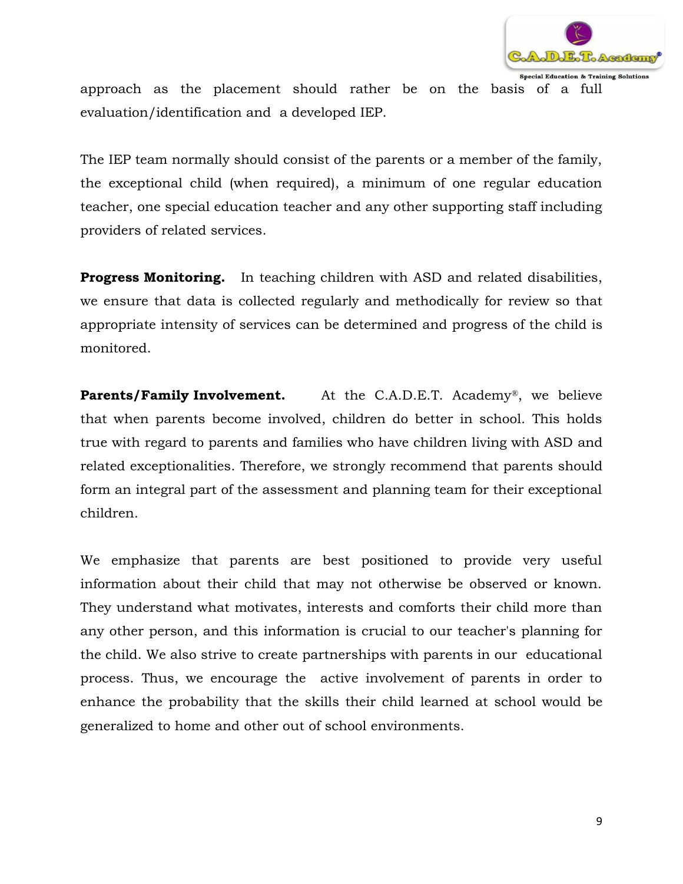approach as the placement should rather be on the basis of a full evaluation/identification and a developed IEP.

The IEP team normally should consist of the parents or a member of the family, the exceptional child (when required), a minimum of one regular education teacher, one special education teacher and any other supporting staff including providers of related services.

**Progress Monitoring.** In teaching children with ASD and related disabilities, we ensure that data is collected regularly and methodically for review so that appropriate intensity of services can be determined and progress of the child is monitored.

**Parents/Family Involvement.** At the C.A.D.E.T. Academy®, we believe that when parents become involved, children do better in school. This holds true with regard to parents and families who have children living with ASD and related exceptionalities. Therefore, we strongly recommend that parents should form an integral part of the assessment and planning team for their exceptional children.

We emphasize that parents are best positioned to provide very useful information about their child that may not otherwise be observed or known. They understand what motivates, interests and comforts their child more than any other person, and this information is crucial to our teacher's planning for the child. We also strive to create partnerships with parents in our educational process. Thus, we encourage the active involvement of parents in order to enhance the probability that the skills their child learned at school would be generalized to home and other out of school environments.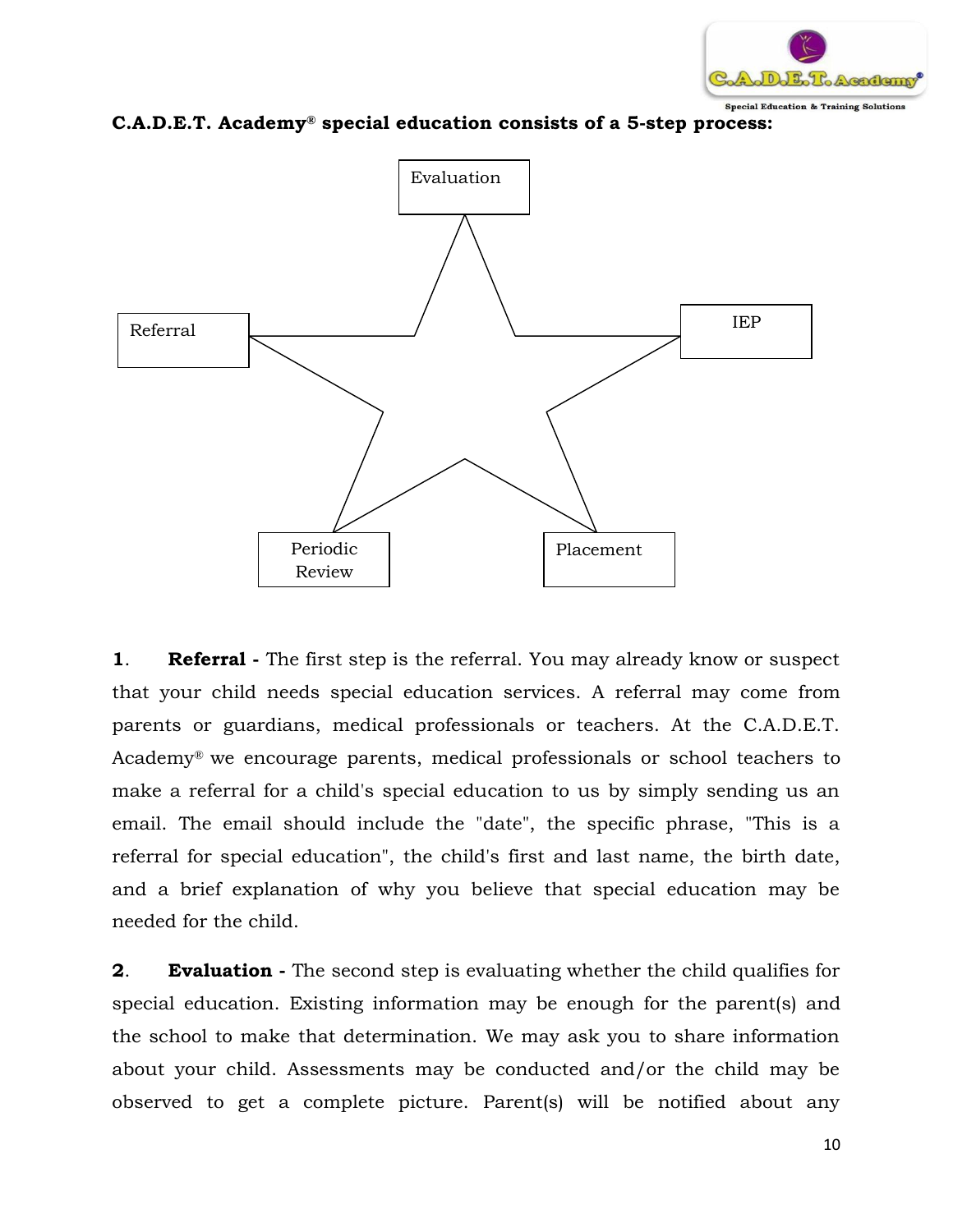**C.A.D.E.T. Academy® special education consists of a 5-step process:**

Evaluation

Referral

IEP

Periodic Review

Placement

**1**. **Referral -** The first step is the referral. You may already know or suspect that your child needs special education services. A referral may come from parents or guardians, medical professionals or teachers. At the C.A.D.E.T. Academy® we encourage parents, medical professionals or school teachers to make a referral for a child's special education to us by simply sending us an email. The email should include the "date", the specific phrase, "This is a referral for special education", the child's first and last name, the birth date, and a brief explanation of why you believe that special education may be needed for the child.

**2**. **Evaluation -** The second step is evaluating whether the child qualifies for special education. Existing information may be enough for the parent(s) and the school to make that determination. We may ask you to share information about your child. Assessments may be conducted and/or the child may be observed to get a complete picture. Parent(s) will be notified about any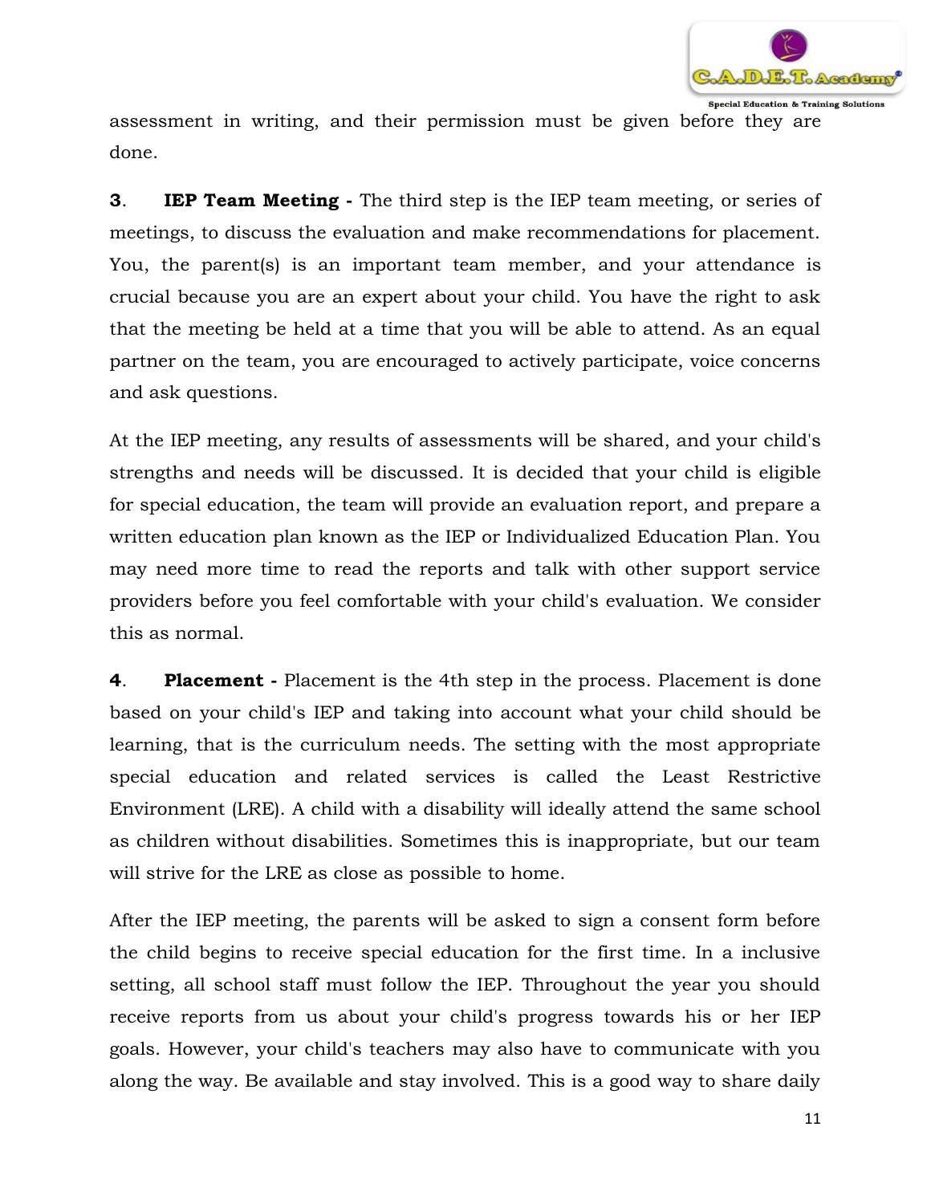assessment in writing, and their permission must be given before they are done.

**3**. **IEP Team Meeting -** The third step is the IEP team meeting, or series of meetings, to discuss the evaluation and make recommendations for placement. You, the parent(s) is an important team member, and your attendance is crucial because you are an expert about your child. You have the right to ask that the meeting be held at a time that you will be able to attend. As an equal partner on the team, you are encouraged to actively participate, voice concerns and ask questions.

At the IEP meeting, any results of assessments will be shared, and your child's strengths and needs will be discussed. It is decided that your child is eligible for special education, the team will provide an evaluation report, and prepare a written education plan known as the IEP or Individualized Education Plan. You may need more time to read the reports and talk with other support service providers before you feel comfortable with your child's evaluation. We consider this as normal.

**4**. **Placement -** Placement is the 4th step in the process. Placement is done based on your child's IEP and taking into account what your child should be learning, that is the curriculum needs. The setting with the most appropriate special education and related services is called the Least Restrictive Environment (LRE). A child with a disability will ideally attend the same school as children without disabilities. Sometimes this is inappropriate, but our team will strive for the LRE as close as possible to home.

After the IEP meeting, the parents will be asked to sign a consent form before the child begins to receive special education for the first time. In a inclusive setting, all school staff must follow the IEP. Throughout the year you should receive reports from us about your child's progress towards his or her IEP goals. However, your child's teachers may also have to communicate with you along the way. Be available and stay involved. This is a good way to share daily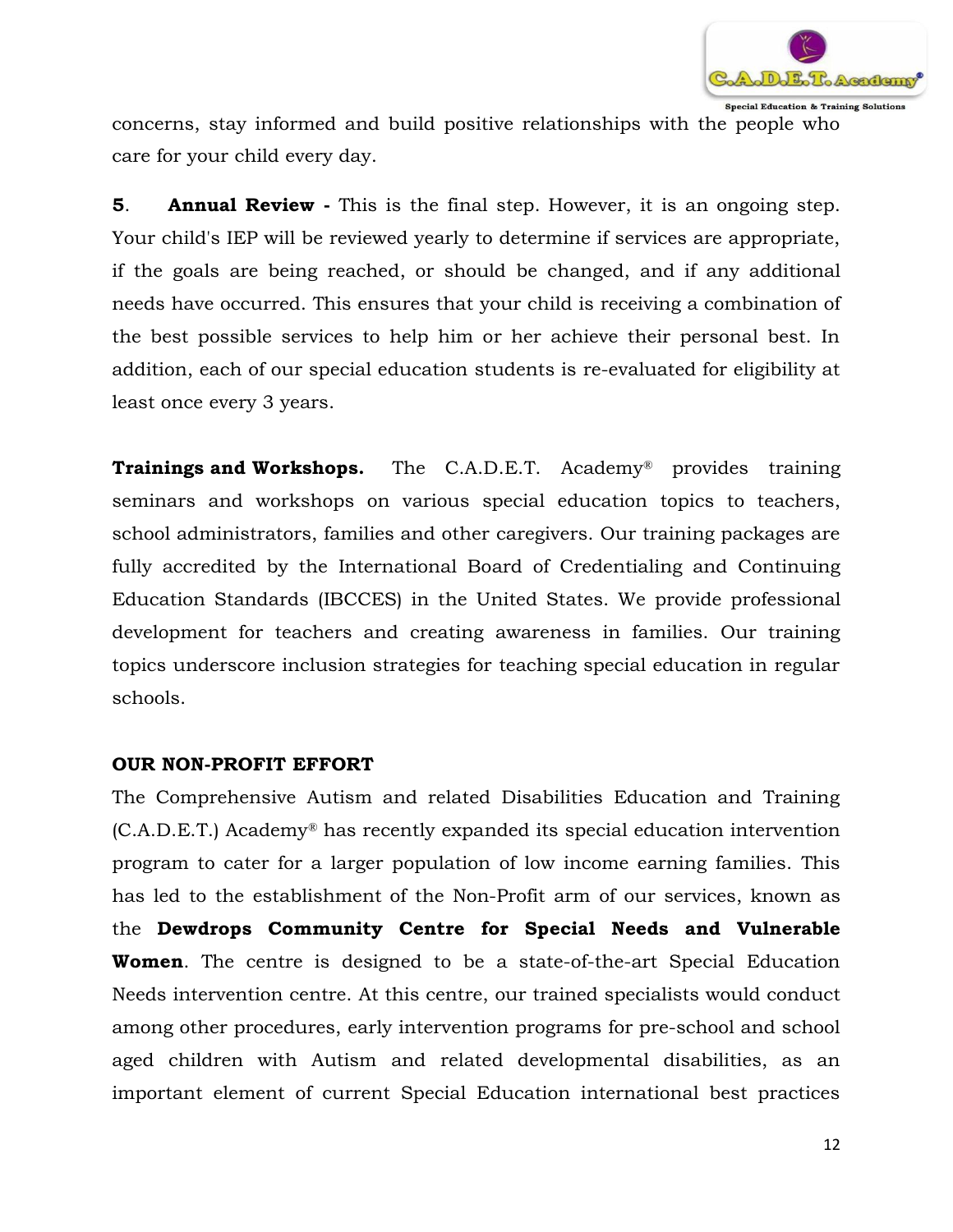concerns, stay informed and build positive relationships with the people who care for your child every day.

**5**. **Annual Review -** This is the final step. However, it is an ongoing step. Your child's IEP will be reviewed yearly to determine if services are appropriate, if the goals are being reached, or should be changed, and if any additional needs have occurred. This ensures that your child is receiving a combination of the best possible services to help him or her achieve their personal best. In addition, each of our special education students is re-evaluated for eligibility at least once every 3 years.

**Trainings and Workshops.** The C.A.D.E.T. Academy® provides training seminars and workshops on various special education topics to teachers, school administrators, families and other caregivers. Our training packages are fully accredited by the International Board of Credentialing and Continuing Education Standards (IBCCES) in the United States. We provide professional development for teachers and creating awareness in families. Our training topics underscore inclusion strategies for teaching special education in regular schools.

**OUR NON-PROFIT EFFORT**

The Comprehensive Autism and related Disabilities Education and Training (C.A.D.E.T.) Academy® has recently expanded its special education intervention program to cater for a larger population of low income earning families. This has led to the establishment of the Non-Profit arm of our services, known as the **Dewdrops Community Centre for Special Needs and Vulnerable Women**. The centre is designed to be a state-of-the-art Special Education Needs intervention centre. At this centre, our trained specialists would conduct among other procedures, early intervention programs for pre-school and school aged children with Autism and related developmental disabilities, as an important element of current Special Education international best practices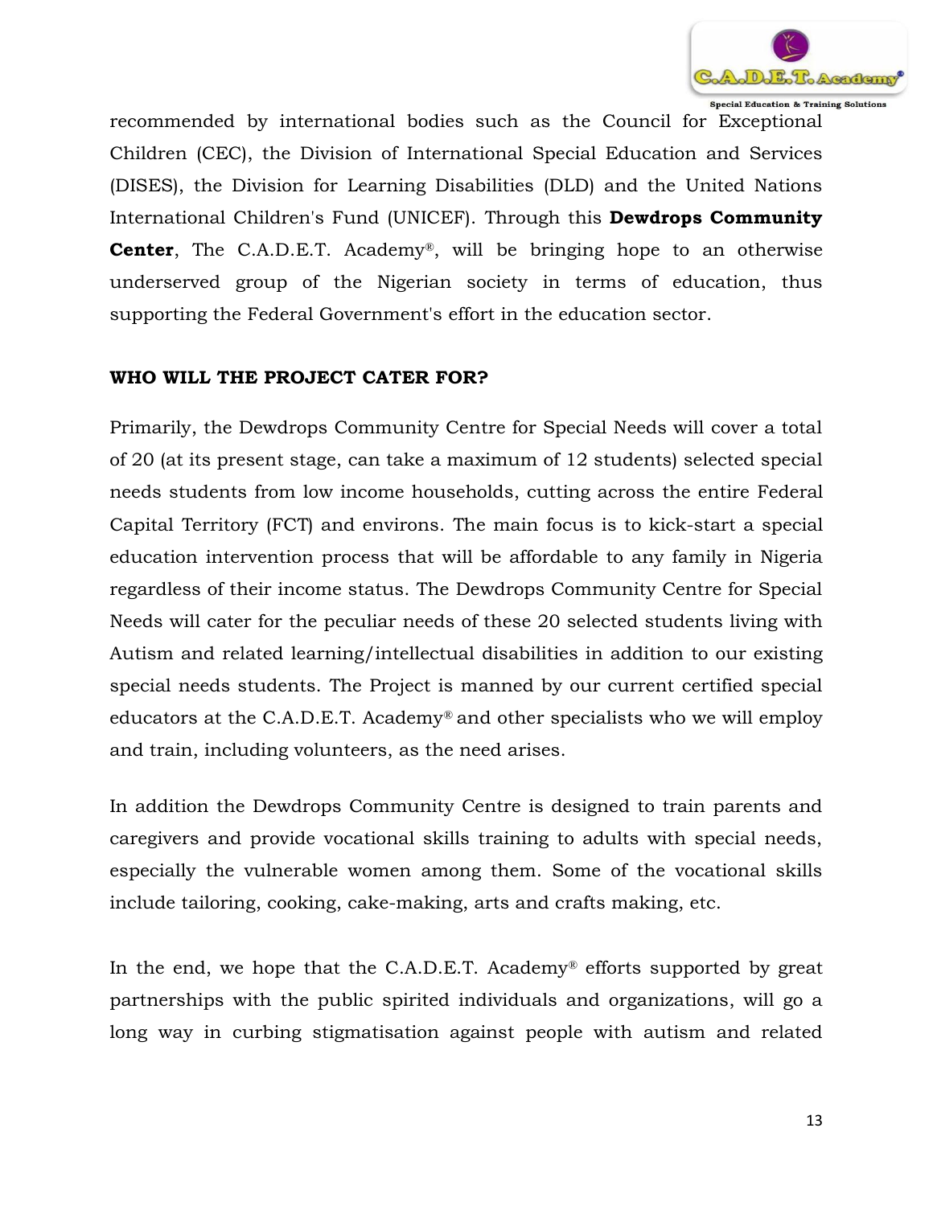recommended by international bodies such as the Council for Exceptional Children (CEC), the Division of International Special Education and Services (DISES), the Division for Learning Disabilities (DLD) and the United Nations International Children's Fund (UNICEF). Through this **Dewdrops Community Center**, The C.A.D.E.T. Academy®, will be bringing hope to an otherwise underserved group of the Nigerian society in terms of education, thus supporting the Federal Government's effort in the education sector.

## WHO WILL THE PROJECT CATER FOR?

Primarily, the Dewdrops Community Centre for Special Needs will cover a total of 20 (at its present stage, can take a maximum of 12 students) selected special needs students from low income households, cutting across the entire Federal Capital Territory (FCT) and environs. The main focus is to kick-start a special education intervention process that will be affordable to any family in Nigeria regardless of their income status. The Dewdrops Community Centre for Special Needs will cater for the peculiar needs of these 20 selected students living with Autism and related learning/intellectual disabilities in addition to our existing special needs students. The Project is manned by our current certified special educators at the C.A.D.E.T. Academy® and other specialists who we will employ and train, including volunteers, as the need arises.

In addition the Dewdrops Community Centre is designed to train parents and caregivers and provide vocational skills training to adults with special needs, especially the vulnerable women among them. Some of the vocational skills include tailoring, cooking, cake-making, arts and crafts making, etc.

In the end, we hope that the C.A.D.E.T. Academy® efforts supported by great partnerships with the public spirited individuals and organizations, will go a long way in curbing stigmatisation against people with autism and related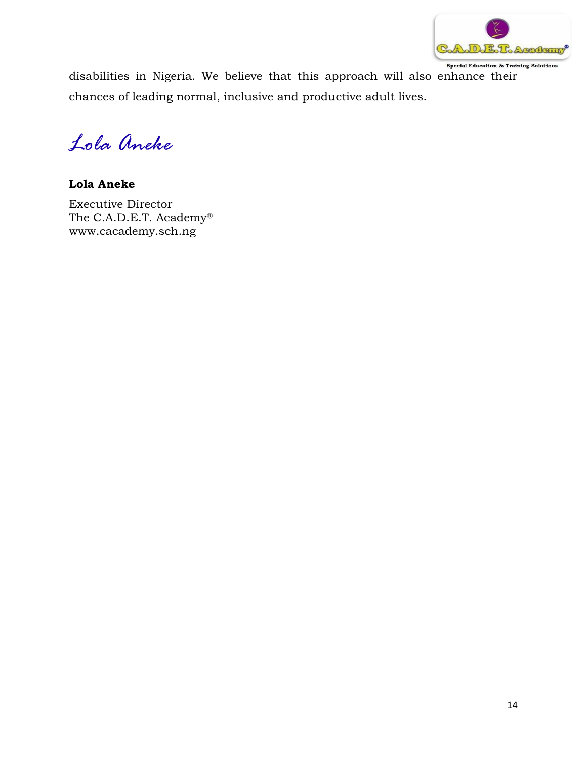disabilities in Nigeria. We believe that this approach will also enhance their chances of leading normal, inclusive and productive adult lives.

*Lola Aneke*

**Lola Aneke**

Executive Director
The C.A.D.E.T. Academy®
www.cacademy.sch.ng